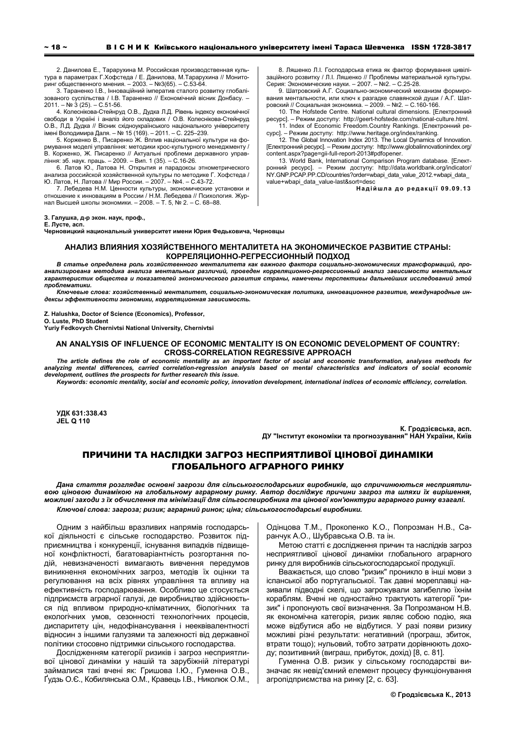2. Данилова Е., Тарарухина М. Российская производственная культура в параметрах Г.Хофстеда / Е. Данилова, М.Тарарухина // Мониторинг общественного мнения. – 2003. – №3(65). – С.53-64.

3. Тараненко І.В., Інноваційний імператив сталого розвитку глобалізованого суспільства / І.В. Тараненко // Економічний вісник Донбасу. – 2011. – № 3 (25). – С.51-56.

4. Колеснікова-Стейнруд О.В., Дудка Л.Д. Рівень індексу економічної свободи в Україні і аналіз його складових / О.В. Колеснікова-Стейнруд О.В., Л.Д. Дудка // Вісник східноукраїнського національного університету імені Володимира Даля. – № 15 (169). – 2011. – С. 225–239.

5. Корженко В., Писаренко Ж. Вплив національної культури на формування моделі управління: методики крос-культурного менеджменту / В. Корженко, Ж. Писаренко // Актуальні проблеми державного управління: зб. наук. праць. – 2009. – Вип. 1 (35). – С.16-26.

6. Латов Ю., Латова Н. Открытия и парадоксы этнометрического анализа российской хозяйственной культуры по методике Г. Хофстеда / Ю. Латов, Н. Латова // Мир России. – 2007. – №4. – С.43-72.

7. Лебедева Н.М. Ценности культуры, экономические установки и отношение к инновациям в России / Н.М. Лебедева // Психология. Журнал Высшей школы экономики. – 2008. – Т. 5, № 2. – С. 68–88.

8. Ляшенко Л.І. Господарська етика як фактор формування цивілізаційного розвитку / Л.І. Ляшенко // Проблемы материальной культуры. Серия: Экономические науки. – 2007. – №2. – С.25-28.

9. Шатровский А.Г. Социально-экономический механизм формирования ментальности, или ключ к разгадке славянской души / А.Г. Шатровский // Социальная экономика. – 2009. – №2. – С.160-166.

10. The Hofstede Centre. National cultural dimensions. [Електронний ресурс]. – Режим доступу: http://geert-hofstede.com/national-culture.html.

11. Index of Economic Freedom.Country Rankings. [Електронний ресурс]. – Режим доступу: http://www.heritage.org/index/ranking.

12. The Global Innovation Index 2013. The Local Dynamics of Innovation. [Електронний ресурс]. – Режим доступу: http://www.globalinnovationindex.org/content.aspx?page=gii-full-report-2013#pdfopener.

13. World Bank, International Comparison Program database. [Електронний ресурс]. – Режим доступу: http://data.worldbank.org/indicator/NY.GNP.PCAP.PP.CD/countries?order=wbapi_data_value_2012.+wbapi_data_value+wbapi_data_value-last&sort=desc

**Надійшла до редакції 09.09.13**

**З. Галушка, д-р экон. наук, проф.,**
**Е. Лусте, асп.**
**Черновицкий национальный университет имени Юрия Федьковича, Черновцы**

## АНАЛИЗ ВЛИЯНИЯ ХОЗЯЙСТВЕННОГО МЕНТАЛИТЕТА НА ЭКОНОМИЧЕСКОЕ РАЗВИТИЕ СТРАНЫ: КОРРЕЛЯЦИОННО-РЕГРЕССИОННЫЙ ПОДХОД

***В статье определена роль хозяйственного менталитета как важного фактора социально-экономических трансформаций, проанализирована методика анализа ментальных различий, проведен корреляционно-регрессионный анализ зависимости ментальных характеристик общества и показателей экономического развития страны, намечены перспективы дальнейших исследований этой проблематики.***

***Ключевые слова: хозяйственный менталитет, социально-экономическая политика, инновационное развитие, международные индексы эффективности экономики, корреляционная зависимость.***

**Z. Halushka, Doctor of Science (Economics), Professor,**
**O. Luste, PhD Student**
**Yuriy Fedkovych Chernivtsi National University, Chernivtsi**

## AN ANALYSIS OF INFLUENCE OF ECONOMIC MENTALITY IS ON ECONOMIC DEVELOPMENT OF COUNTRY: CROSS-CORRELATION REGRESSIVE APPROACH

***The article defines the role of economic mentality as an important factor of social and economic transformation, analyses methods for analyzing mental differences, carried correlation-regression analysis based on mental characteristics and indicators of social economic development, outlines the prospects for further research this issue.***

***Keywords: economic mentality, social and economic policy, innovation development, international indices of economic efficiency, correlation.***

**УДК 631:338.43**
**JEL Q 110**

**К. Гродзієвська, асп.**
**ДУ "Інститут економіки та прогнозування" НАН України, Київ**

# ПРИЧИНИ ТА НАСЛІДКИ ЗАГРОЗ НЕСПРИЯТЛИВОЇ ЦІНОВОЇ ДИНАМІКИ ГЛОБАЛЬНОГО АГРАРНОГО РИНКУ

***Дана стаття розглядає основні загрози для сільськогосподарських виробників, що спричинюються несприятливою ціновою динамікою на глобальному аграрному ринку. Автор досліджує причини загроз та шляхи їх вирішення, можливі заходи з їх обчислення та мінімізації для сільгоспвиробника та цінової кон'юнктури аграрного ринку взагалі.***

***Ключові слова: загроза; ризик; аграрний ринок; ціна; сільськогосподарські виробники.***

Одним з найбільш вразливих напрямів господарської діяльності є сільське господарство. Розвиток підприємництва і конкуренції, існування випадків підвищеної конфліктності, багатоваріантність розгортання подій, невизначеності вимагають вивчення передумов виникнення економічних загроз, методів їх оцінки та регулювання на всіх рівнях управління та впливу на ефективність господарювання. Особливо це стосується підприємств аграрної галузі, де виробництво здійснюється під впливом природно-кліматичних, біологічних та екологічних умов, сезонності технологічних процесів, диспаритету цін, недофінансування і нееквівалентності відносин з іншими галузями та залежності від державної політики стосовно підтримки сільського господарства.

Дослідженням категорії ризиків і загроз несприятливої цінової динаміки у нашій та зарубіжній літературі займалися такі вчені як: Гришова І.Ю., Гуменна О.В., Ґудзь О.Є., Кобилянська О.М., Кравець І.В., Николюк О.М., Одінцова Т.М., Прокопенко К.О., Попрозман Н.В., Саранчук А.О., Шубравська О.В. та ін.

Метою статті є дослідження причин та наслідків загроз несприятливої цінової динаміки глобального аграрного ринку для виробників сільськогосподарської продукції.

Вважається, що слово "ризик" проникло в інші мови з іспанської або португальської. Так давні мореплавці називали підводні скелі, що загрожували загибеллю їхнім кораблям. Вчені не одностайно трактують категорії "ризик" і пропонують свої визначення. За Попрозманом Н.В. як економічна категорія, ризик являє собою подію, яка може відбутися або не відбутися. У разі появи ризику можливі різні результати: негативний (програш, збиток, втрати тощо); нульовий, тобто затрати дорівнюють доходу; позитивний (виграш, прибуток, дохід) [8, с. 81].

Гуменна О.В. ризик у сільському господарстві визначає як невід'ємний елемент процесу функціонування агропідприємства на ринку [2, с. 63].

© Гродзієвська К., 2013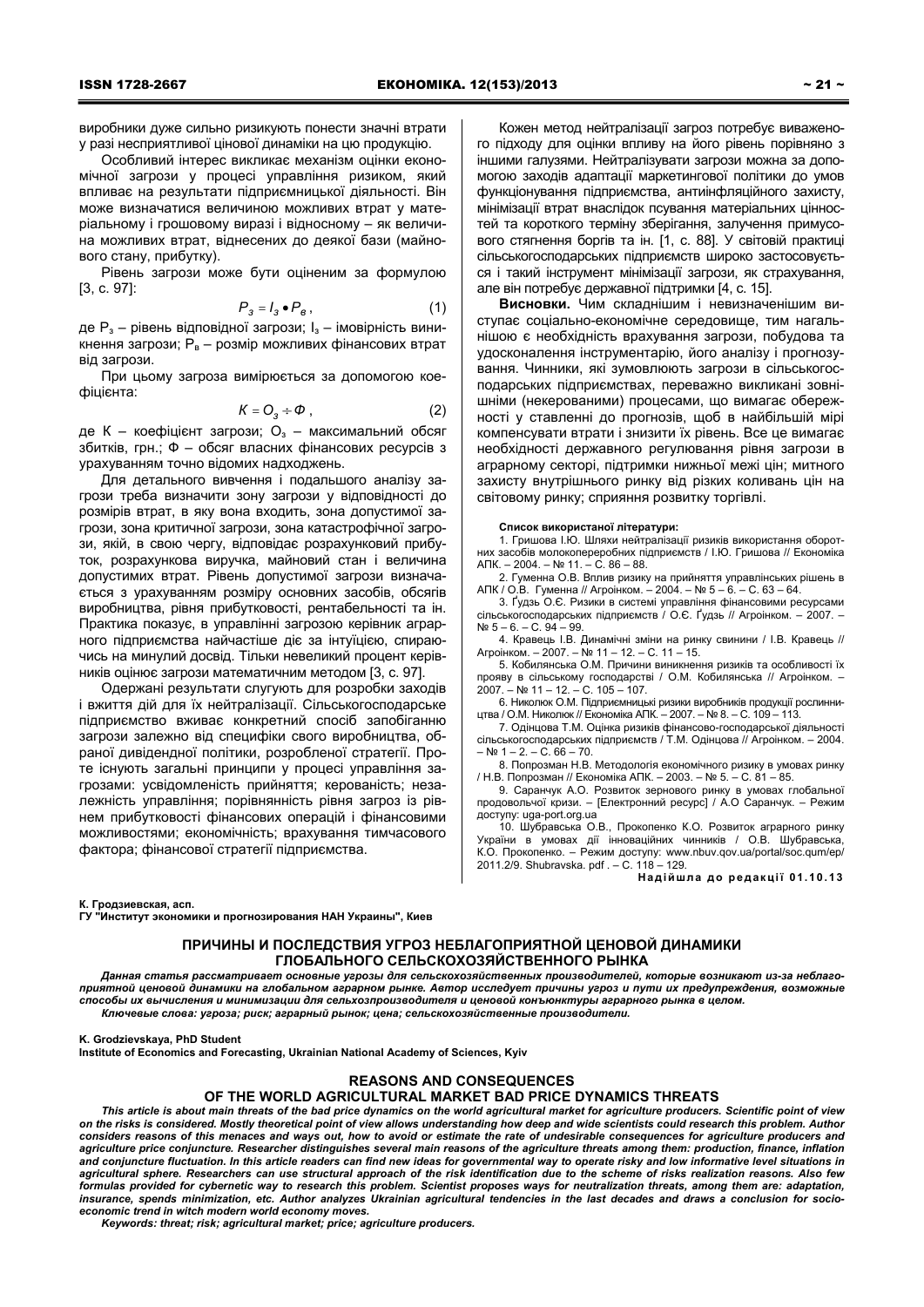виробники дуже сильно ризикують понести значні втрати у разі несприятливої цінової динаміки на цю продукцію.

Особливий інтерес викликає механізм оцінки економічної загрози у процесі управління ризиком, який впливає на результати підприємницької діяльності. Він може визначатися величиною можливих втрат у матеріальному і грошовому виразі і відносному – як величина можливих втрат, віднесених до деякої бази (майнового стану, прибутку).

Рівень загрози може бути оціненим за формулою [3, с. 97]:

$$P_з = I_з \bullet P_в , \quad (1)$$

де $P_з$ – рівень відповідної загрози; $I_з$ – імовірність виникнення загрози; $P_в$ – розмір можливих фінансових втрат від загрози.

При цьому загроза вимірюється за допомогою коефіцієнта:

$$K = O_з \div Ф , \quad (2)$$

де К – коефіцієнт загрози; $O_з$ – максимальний обсяг збитків, грн.; Ф – обсяг власних фінансових ресурсів з урахуванням точно відомих надходжень.

Для детального вивчення і подальшого аналізу загрози треба визначити зону загрози у відповідності до розмірів втрат, в яку вона входить, зона допустимої загрози, зона критичної загрози, зона катастрофічної загрози, якій, в свою чергу, відповідає розрахунковий прибуток, розрахункова виручка, майновий стан і величина допустимих втрат. Рівень допустимої загрози визначається з урахуванням розміру основних засобів, обсягів виробництва, рівня прибутковості, рентабельності та ін. Практика показує, в управлінні загрозою керівник аграрного підприємства найчастіше діє за інтуїцією, спираючись на минулий досвід. Тільки невеликий процент керівників оцінює загрози математичним методом [3, с. 97].

Одержані результати слугують для розробки заходів і вжиття дій для їх нейтралізації. Сільськогосподарське підприємство вживає конкретний спосіб запобіганню загрози залежно від специфіки свого виробництва, обраної дивідендної політики, розробленої стратегії. Проте існують загальні принципи у процесі управління загрозами: усвідомленість прийняття; керованість; незалежність управління; порівнянність рівня загроз із рівнем прибутковості фінансових операцій і фінансовими можливостями; економічність; врахування тимчасового фактора; фінансової стратегії підприємства.

Кожен метод нейтралізації загроз потребує виваженого підходу для оцінки впливу на його рівень порівняно з іншими галузями. Нейтралізувати загрози можна за допомогою заходів адаптації маркетингової політики до умов функціонування підприємства, антиінфляційного захисту, мінімізації втрат внаслідок псування матеріальних цінностей та короткого терміну зберігання, залучення примусового стягнення боргів та ін. [1, с. 88]. У світовій практиці сільськогосподарських підприємств широко застосовується і такий інструмент мінімізації загрози, як страхування, але він потребує державної підтримки [4, с. 15].

**Висновки.** Чим складнішим і невизначенішим виступає соціально-економічне середовище, тим нагальнішою є необхідність врахування загрози, побудова та удосконалення інструментарію, його аналізу і прогнозування. Чинники, які зумовлюють загрози в сільськогосподарських підприємствах, переважно викликані зовнішніми (некерованими) процесами, що вимагає обережності у ставленні до прогнозів, щоб в найбільшій мірі компенсувати втрати і знизити їх рівень. Все це вимагає необхідності державного регулювання рівня загрози в аграрному секторі, підтримки нижньої межі цін; митного захисту внутрішнього ринку від різких коливань цін на світовому ринку; сприяння розвитку торгівлі.

**Список використаної літератури:**

1. Гришова І.Ю. Шляхи нейтралізації ризиків використання оборотних засобів молокопереробних підприємств / І.Ю. Гришова // Економіка АПК. – 2004. – № 11. – С. 86 – 88.
2. Гуменна О.В. Вплив ризику на прийняття управлінських рішень в АПК / О.В. Гуменна // Агроінком. – 2004. – № 5 – 6. – С. 63 – 64.
3. Ґудзь О.Є. Ризики в системі управління фінансовими ресурсами сільськогосподарських підприємств / О.Є. Ґудзь // Агроінком. – 2007. – № 5 – 6. – С. 94 – 99.
4. Кравець І.В. Динамічні зміни на ринку свинини / І.В. Кравець // Агроінком. – 2007. – № 11 – 12. – С. 11 – 15.
5. Кобилянська О.М. Причини виникнення ризиків та особливості їх прояву в сільському господарстві / О.М. Кобилянська // Агроінком. – 2007. – № 11 – 12. – С. 105 – 107.
6. Николюк О.М. Підприємницькі ризики виробників продукції рослинництва / О.М. Николюк // Економіка АПК. – 2007. – № 8. – С. 109 – 113.
7. Одінцова Т.М. Оцінка ризиків фінансово-господарської діяльності сільськогосподарських підприємств / Т.М. Одінцова // Агроінком. – 2004. – № 1 – 2. – С. 66 – 70.
8. Попрозман Н.В. Методологія економічного ризику в умовах ринку / Н.В. Попрозман // Економіка АПК. – 2003. – № 5. – С. 81 – 85.
9. Саранчук А.О. Розвиток зернового ринку в умовах глобальної продовольчої кризи. – [Електронний ресурс] / А.О Саранчук. – Режим доступу: uga-port.org.ua
10. Шубравська О.В., Прокопенко К.О. Розвиток аграрного ринку України в умовах дії інноваційних чинників / О.В. Шубравська, К.О. Прокопенко. – Режим доступу: www.nbuv.qov.ua/portal/soc.qum/ep/2011.2/9. Shubravska. pdf . – С. 118 – 129.

**Надійшла до редакції 01.10.13**

**К. Гродзиевская, асп.**
**ГУ "Институт экономики и прогнозирования НАН Украины", Киев**

## ПРИЧИНЫ И ПОСЛЕДСТВИЯ УГРОЗ НЕБЛАГОПРИЯТНОЙ ЦЕНОВОЙ ДИНАМИКИ ГЛОБАЛЬНОГО СЕЛЬСКОХОЗЯЙСТВЕННОГО РЫНКА

***Данная статья рассматривает основные угрозы для сельскохозяйственных производителей, которые возникают из-за неблагоприятной ценовой динамики на глобальном аграрном рынке. Автор исследует причины угроз и пути их предупреждения, возможные способы их вычисления и минимизации для сельхозпроизводителя и ценовой конъюнктуры аграрного рынка в целом.***

***Ключевые слова: угроза; риск; аграрный рынок; цена; сельскохозяйственные производители.***

**K. Grodzievskaya, PhD Student**
**Institute of Economics and Forecasting, Ukrainian National Academy of Sciences, Kyiv**

## REASONS AND CONSEQUENCES OF THE WORLD AGRICULTURAL MARKET BAD PRICE DYNAMICS THREATS

***This article is about main threats of the bad price dynamics on the world agricultural market for agriculture producers. Scientific point of view on the risks is considered. Mostly theoretical point of view allows understanding how deep and wide scientists could research this problem. Author considers reasons of this menaces and ways out, how to avoid or estimate the rate of undesirable consequences for agriculture producers and agriculture price conjuncture. Researcher distinguishes several main reasons of the agriculture threats among them: production, finance, inflation and conjuncture fluctuation. In this article readers can find new ideas for governmental way to operate risky and low informative level situations in agricultural sphere. Researchers can use structural approach of the risk identification due to the scheme of risks realization reasons. Also few formulas provided for cybernetic way to research this problem. Scientist proposes ways for neutralization threats, among them are: adaptation, insurance, spends minimization, etc. Author analyzes Ukrainian agricultural tendencies in the last decades and draws a conclusion for socio-economic trend in witch modern world economy moves.***

***Keywords: threat; risk; agricultural market; price; agriculture producers.***